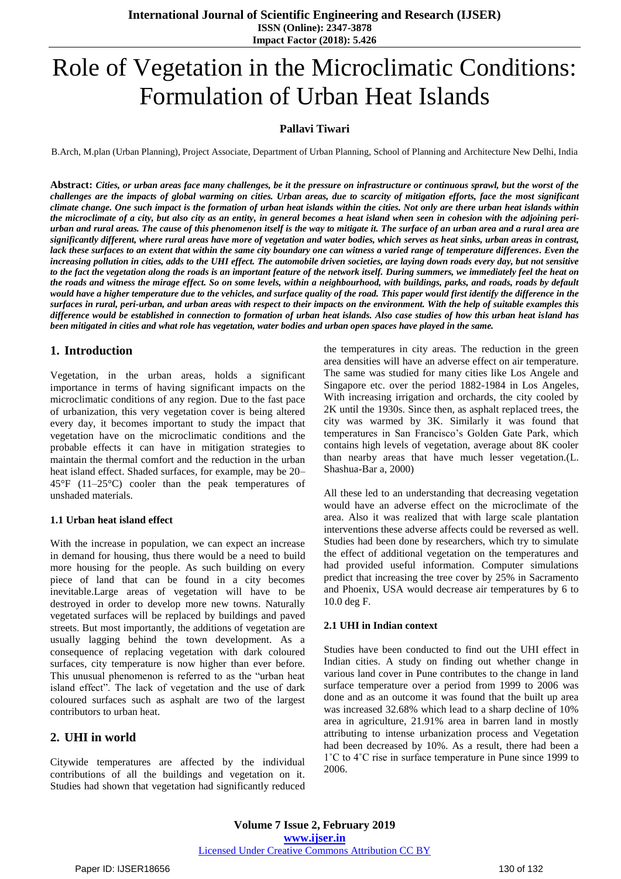# Role of Vegetation in the Microclimatic Conditions: Formulation of Urban Heat Islands

**Pallavi Tiwari**

B.Arch, M.plan (Urban Planning), Project Associate, Department of Urban Planning, School of Planning and Architecture New Delhi, India

**Abstract:** ***Cities, or urban areas face many challenges, be it the pressure on infrastructure or continuous sprawl, but the worst of the challenges are the impacts of global warming on cities. Urban areas, due to scarcity of mitigation efforts, face the most significant climate change. One such impact is the formation of urban heat islands within the cities. Not only are there urban heat islands within the microclimate of a city, but also city as an entity, in general becomes a heat island when seen in cohesion with the adjoining peri-urban and rural areas. The cause of this phenomenon itself is the way to mitigate it. The surface of an urban area and a rural area are significantly different, where rural areas have more of vegetation and water bodies, which serves as heat sinks, urban areas in contrast, lack these surfaces to an extent that within the same city boundary one can witness a varied range of temperature differences. Even the increasing pollution in cities, adds to the UHI effect. The automobile driven societies, are laying down roads every day, but not sensitive to the fact the vegetation along the roads is an important feature of the network itself. During summers, we immediately feel the heat on the roads and witness the mirage effect. So on some levels, within a neighbourhood, with buildings, parks, and roads, roads by default would have a higher temperature due to the vehicles, and surface quality of the road. This paper would first identify the difference in the surfaces in rural, peri-urban, and urban areas with respect to their impacts on the environment. With the help of suitable examples this difference would be established in connection to formation of urban heat islands. Also case studies of how this urban heat island has been mitigated in cities and what role has vegetation, water bodies and urban open spaces have played in the same.***

## 1. Introduction

Vegetation, in the urban areas, holds a significant importance in terms of having significant impacts on the microclimatic conditions of any region. Due to the fast pace of urbanization, this very vegetation cover is being altered every day, it becomes important to study the impact that vegetation have on the microclimatic conditions and the probable effects it can have in mitigation strategies to maintain the thermal comfort and the reduction in the urban heat island effect. Shaded surfaces, for example, may be 20–45°F (11–25°C) cooler than the peak temperatures of unshaded materials.

### 1.1 Urban heat island effect

With the increase in population, we can expect an increase in demand for housing, thus there would be a need to build more housing for the people. As such building on every piece of land that can be found in a city becomes inevitable.Large areas of vegetation will have to be destroyed in order to develop more new towns. Naturally vegetated surfaces will be replaced by buildings and paved streets. But most importantly, the additions of vegetation are usually lagging behind the town development. As a consequence of replacing vegetation with dark coloured surfaces, city temperature is now higher than ever before. This unusual phenomenon is referred to as the "urban heat island effect". The lack of vegetation and the use of dark coloured surfaces such as asphalt are two of the largest contributors to urban heat.

## 2. UHI in world

Citywide temperatures are affected by the individual contributions of all the buildings and vegetation on it. Studies had shown that vegetation had significantly reduced the temperatures in city areas. The reduction in the green area densities will have an adverse effect on air temperature. The same was studied for many cities like Los Angele and Singapore etc. over the period 1882-1984 in Los Angeles, With increasing irrigation and orchards, the city cooled by 2K until the 1930s. Since then, as asphalt replaced trees, the city was warmed by 3K. Similarly it was found that temperatures in San Francisco's Golden Gate Park, which contains high levels of vegetation, average about 8K cooler than nearby areas that have much lesser vegetation.(L. Shashua-Bar a, 2000)

All these led to an understanding that decreasing vegetation would have an adverse effect on the microclimate of the area. Also it was realized that with large scale plantation interventions these adverse affects could be reversed as well. Studies had been done by researchers, which try to simulate the effect of additional vegetation on the temperatures and had provided useful information. Computer simulations predict that increasing the tree cover by 25% in Sacramento and Phoenix, USA would decrease air temperatures by 6 to 10.0 deg F.

### 2.1 UHI in Indian context

Studies have been conducted to find out the UHI effect in Indian cities. A study on finding out whether change in various land cover in Pune contributes to the change in land surface temperature over a period from 1999 to 2006 was done and as an outcome it was found that the built up area was increased 32.68% which lead to a sharp decline of 10% area in agriculture, 21.91% area in barren land in mostly attributing to intense urbanization process and Vegetation had been decreased by 10%. As a result, there had been a 1˚C to 4˚C rise in surface temperature in Pune since 1999 to 2006.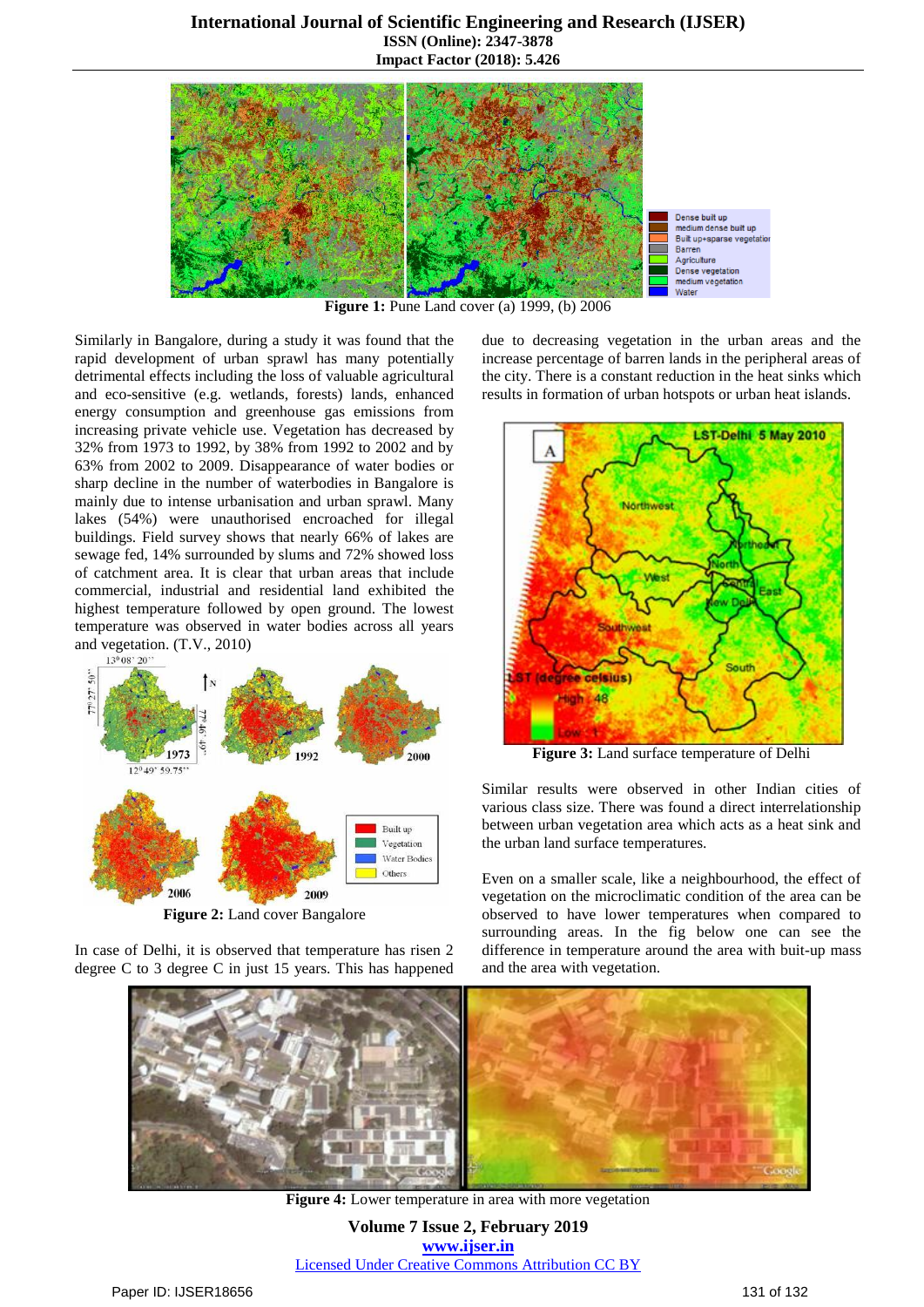Figure 1: Pune Land cover (a) 1999, (b) 2006

Similarly in Bangalore, during a study it was found that the rapid development of urban sprawl has many potentially detrimental effects including the loss of valuable agricultural and eco-sensitive (e.g. wetlands, forests) lands, enhanced energy consumption and greenhouse gas emissions from increasing private vehicle use. Vegetation has decreased by 32% from 1973 to 1992, by 38% from 1992 to 2002 and by 63% from 2002 to 2009. Disappearance of water bodies or sharp decline in the number of waterbodies in Bangalore is mainly due to intense urbanisation and urban sprawl. Many lakes (54%) were unauthorised encroached for illegal buildings. Field survey shows that nearly 66% of lakes are sewage fed, 14% surrounded by slums and 72% showed loss of catchment area. It is clear that urban areas that include commercial, industrial and residential land exhibited the highest temperature followed by open ground. The lowest temperature was observed in water bodies across all years and vegetation. (T.V., 2010)

Figure 2: Land cover Bangalore

In case of Delhi, it is observed that temperature has risen 2 degree C to 3 degree C in just 15 years. This has happened due to decreasing vegetation in the urban areas and the increase percentage of barren lands in the peripheral areas of the city. There is a constant reduction in the heat sinks which results in formation of urban hotspots or urban heat islands.

Figure 3: Land surface temperature of Delhi

Similar results were observed in other Indian cities of various class size. There was found a direct interrelationship between urban vegetation area which acts as a heat sink and the urban land surface temperatures.

Even on a smaller scale, like a neighbourhood, the effect of vegetation on the microclimatic condition of the area can be observed to have lower temperatures when compared to surrounding areas. In the fig below one can see the difference in temperature around the area with buit-up mass and the area with vegetation.

Figure 4: Lower temperature in area with more vegetation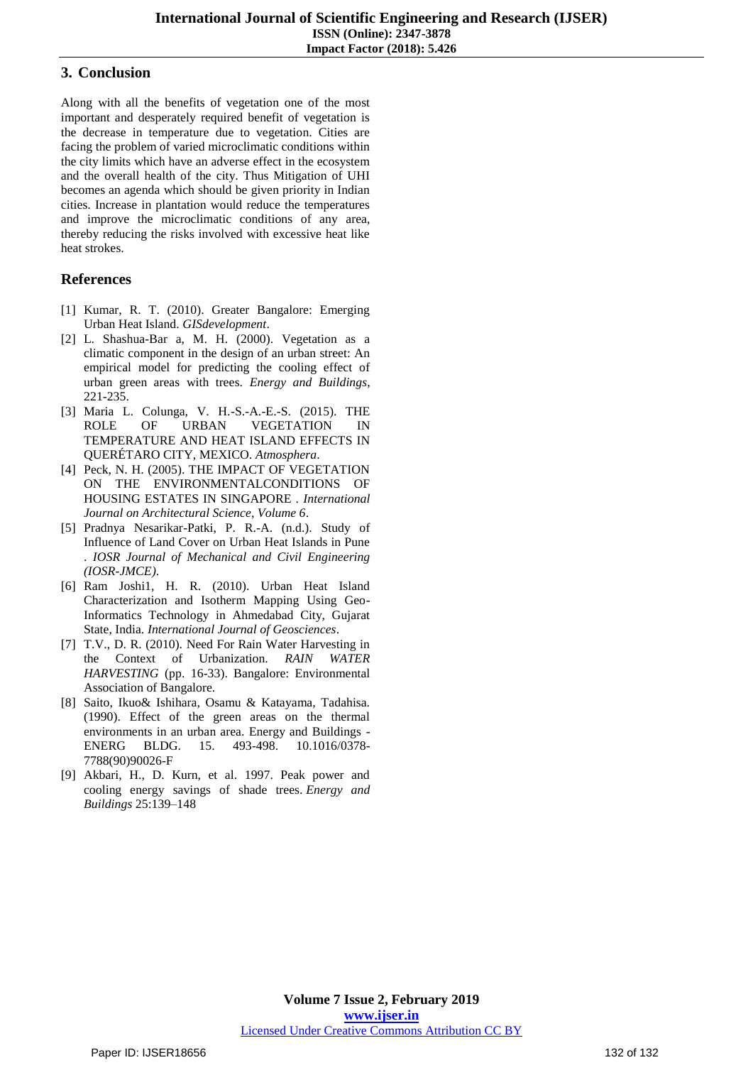## 3. Conclusion

Along with all the benefits of vegetation one of the most important and desperately required benefit of vegetation is the decrease in temperature due to vegetation. Cities are facing the problem of varied microclimatic conditions within the city limits which have an adverse effect in the ecosystem and the overall health of the city. Thus Mitigation of UHI becomes an agenda which should be given priority in Indian cities. Increase in plantation would reduce the temperatures and improve the microclimatic conditions of any area, thereby reducing the risks involved with excessive heat like heat strokes.

## References

- [1] Kumar, R. T. (2010). Greater Bangalore: Emerging Urban Heat Island. *GISdevelopment*.
- [2] L. Shashua-Bar a, M. H. (2000). Vegetation as a climatic component in the design of an urban street: An empirical model for predicting the cooling effect of urban green areas with trees. *Energy and Buildings*, 221-235.
- [3] Maria L. Colunga, V. H.-S.-A.-E.-S. (2015). THE ROLE OF URBAN VEGETATION IN TEMPERATURE AND HEAT ISLAND EFFECTS IN QUERÉTARO CITY, MEXICO. *Atmosphera*.
- [4] Peck, N. H. (2005). THE IMPACT OF VEGETATION ON THE ENVIRONMENTALCONDITIONS OF HOUSING ESTATES IN SINGAPORE . *International Journal on Architectural Science, Volume 6*.
- [5] Pradnya Nesarikar-Patki, P. R.-A. (n.d.). Study of Influence of Land Cover on Urban Heat Islands in Pune . *IOSR Journal of Mechanical and Civil Engineering (IOSR-JMCE)*.
- [6] Ram Joshi1, H. R. (2010). Urban Heat Island Characterization and Isotherm Mapping Using Geo-Informatics Technology in Ahmedabad City, Gujarat State, India. *International Journal of Geosciences*.
- [7] T.V., D. R. (2010). Need For Rain Water Harvesting in the Context of Urbanization. *RAIN WATER HARVESTING* (pp. 16-33). Bangalore: Environmental Association of Bangalore.
- [8] Saito, Ikuo& Ishihara, Osamu & Katayama, Tadahisa. (1990). Effect of the green areas on the thermal environments in an urban area. Energy and Buildings - ENERG BLDG. 15. 493-498. 10.1016/0378-7788(90)90026-F
- [9] Akbari, H., D. Kurn, et al. 1997. Peak power and cooling energy savings of shade trees. *Energy and Buildings* 25:139–148